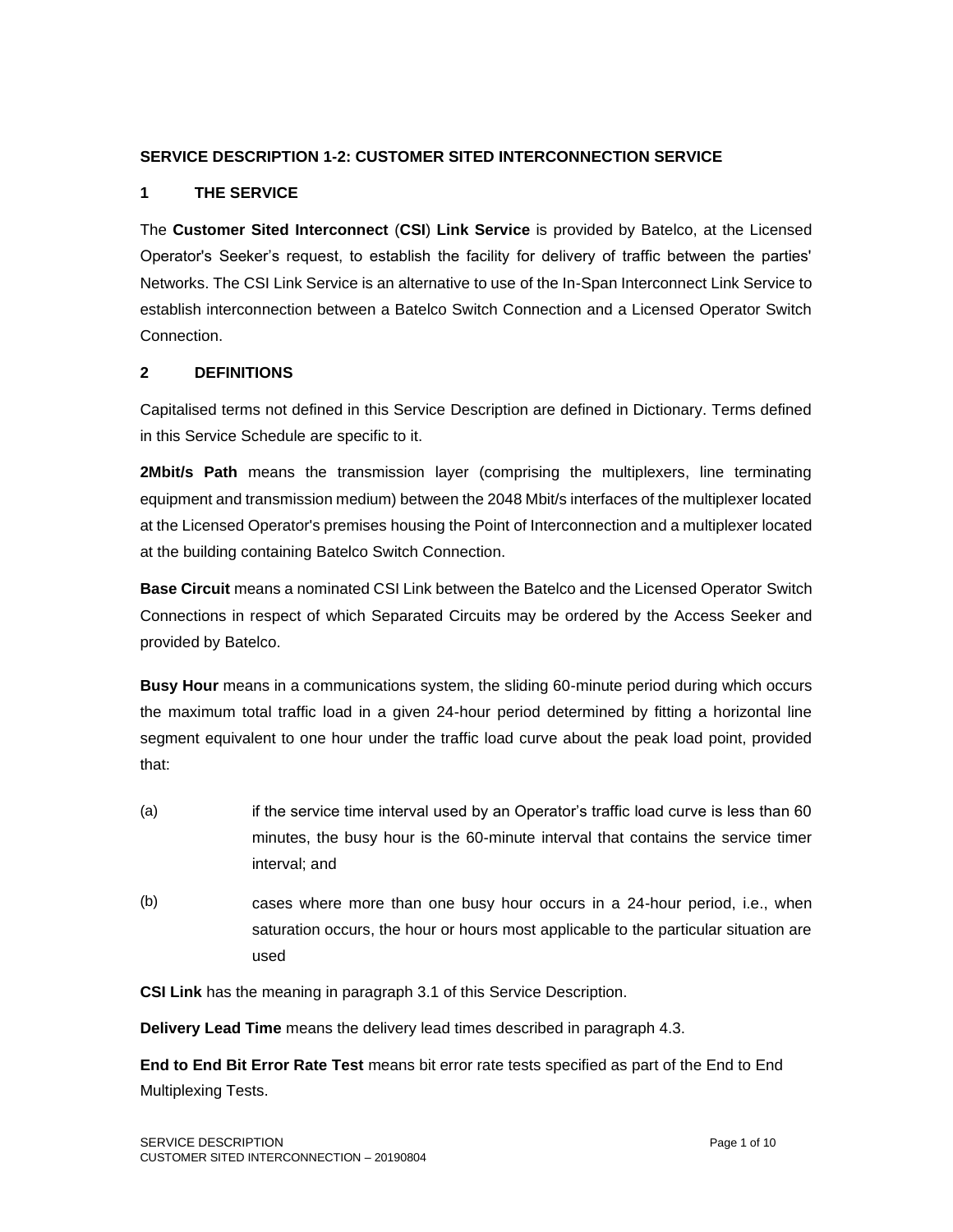## SERVICE DESCRIPTION 1-2: CUSTOMER SITED INTERCONNECTION SERVICE

### 1 THE SERVICE

The **Customer Sited Interconnect** (**CSI**) **Link Service** is provided by Batelco, at the Licensed Operator's Seeker's request, to establish the facility for delivery of traffic between the parties' Networks. The CSI Link Service is an alternative to use of the In-Span Interconnect Link Service to establish interconnection between a Batelco Switch Connection and a Licensed Operator Switch Connection.

### 2 DEFINITIONS

Capitalised terms not defined in this Service Description are defined in Dictionary. Terms defined in this Service Schedule are specific to it.

**2Mbit/s Path** means the transmission layer (comprising the multiplexers, line terminating equipment and transmission medium) between the 2048 Mbit/s interfaces of the multiplexer located at the Licensed Operator's premises housing the Point of Interconnection and a multiplexer located at the building containing Batelco Switch Connection.

**Base Circuit** means a nominated CSI Link between the Batelco and the Licensed Operator Switch Connections in respect of which Separated Circuits may be ordered by the Access Seeker and provided by Batelco.

**Busy Hour** means in a communications system, the sliding 60-minute period during which occurs the maximum total traffic load in a given 24-hour period determined by fitting a horizontal line segment equivalent to one hour under the traffic load curve about the peak load point, provided that:

(a) if the service time interval used by an Operator's traffic load curve is less than 60 minutes, the busy hour is the 60-minute interval that contains the service timer interval; and

(b) cases where more than one busy hour occurs in a 24-hour period, i.e., when saturation occurs, the hour or hours most applicable to the particular situation are used

**CSI Link** has the meaning in paragraph 3.1 of this Service Description.

**Delivery Lead Time** means the delivery lead times described in paragraph 4.3.

**End to End Bit Error Rate Test** means bit error rate tests specified as part of the End to End Multiplexing Tests.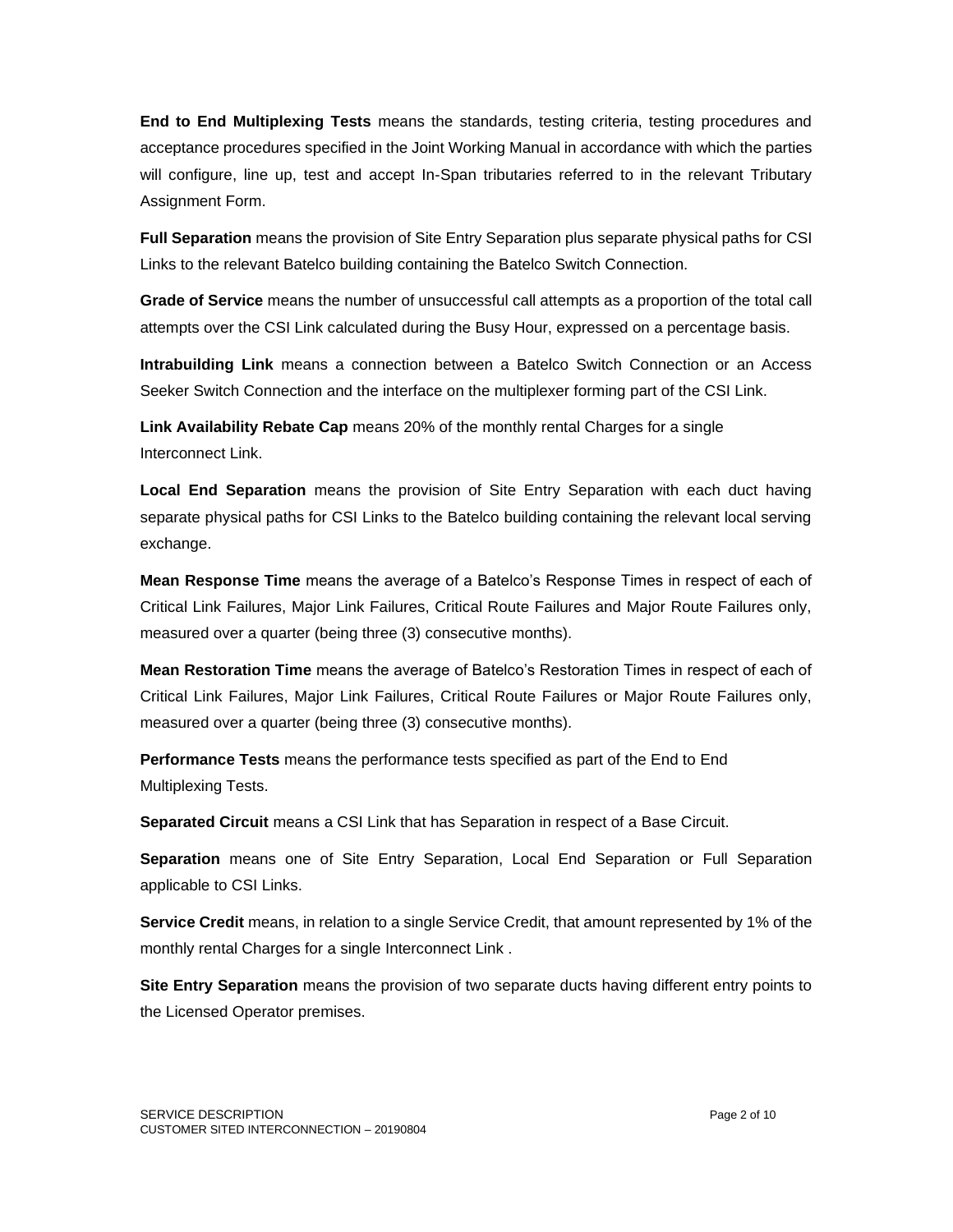**End to End Multiplexing Tests** means the standards, testing criteria, testing procedures and acceptance procedures specified in the Joint Working Manual in accordance with which the parties will configure, line up, test and accept In-Span tributaries referred to in the relevant Tributary Assignment Form.

**Full Separation** means the provision of Site Entry Separation plus separate physical paths for CSI Links to the relevant Batelco building containing the Batelco Switch Connection.

**Grade of Service** means the number of unsuccessful call attempts as a proportion of the total call attempts over the CSI Link calculated during the Busy Hour, expressed on a percentage basis.

**Intrabuilding Link** means a connection between a Batelco Switch Connection or an Access Seeker Switch Connection and the interface on the multiplexer forming part of the CSI Link.

**Link Availability Rebate Cap** means 20% of the monthly rental Charges for a single Interconnect Link.

**Local End Separation** means the provision of Site Entry Separation with each duct having separate physical paths for CSI Links to the Batelco building containing the relevant local serving exchange.

**Mean Response Time** means the average of a Batelco's Response Times in respect of each of Critical Link Failures, Major Link Failures, Critical Route Failures and Major Route Failures only, measured over a quarter (being three (3) consecutive months).

**Mean Restoration Time** means the average of Batelco's Restoration Times in respect of each of Critical Link Failures, Major Link Failures, Critical Route Failures or Major Route Failures only, measured over a quarter (being three (3) consecutive months).

**Performance Tests** means the performance tests specified as part of the End to End Multiplexing Tests.

**Separated Circuit** means a CSI Link that has Separation in respect of a Base Circuit.

**Separation** means one of Site Entry Separation, Local End Separation or Full Separation applicable to CSI Links.

**Service Credit** means, in relation to a single Service Credit, that amount represented by 1% of the monthly rental Charges for a single Interconnect Link .

**Site Entry Separation** means the provision of two separate ducts having different entry points to the Licensed Operator premises.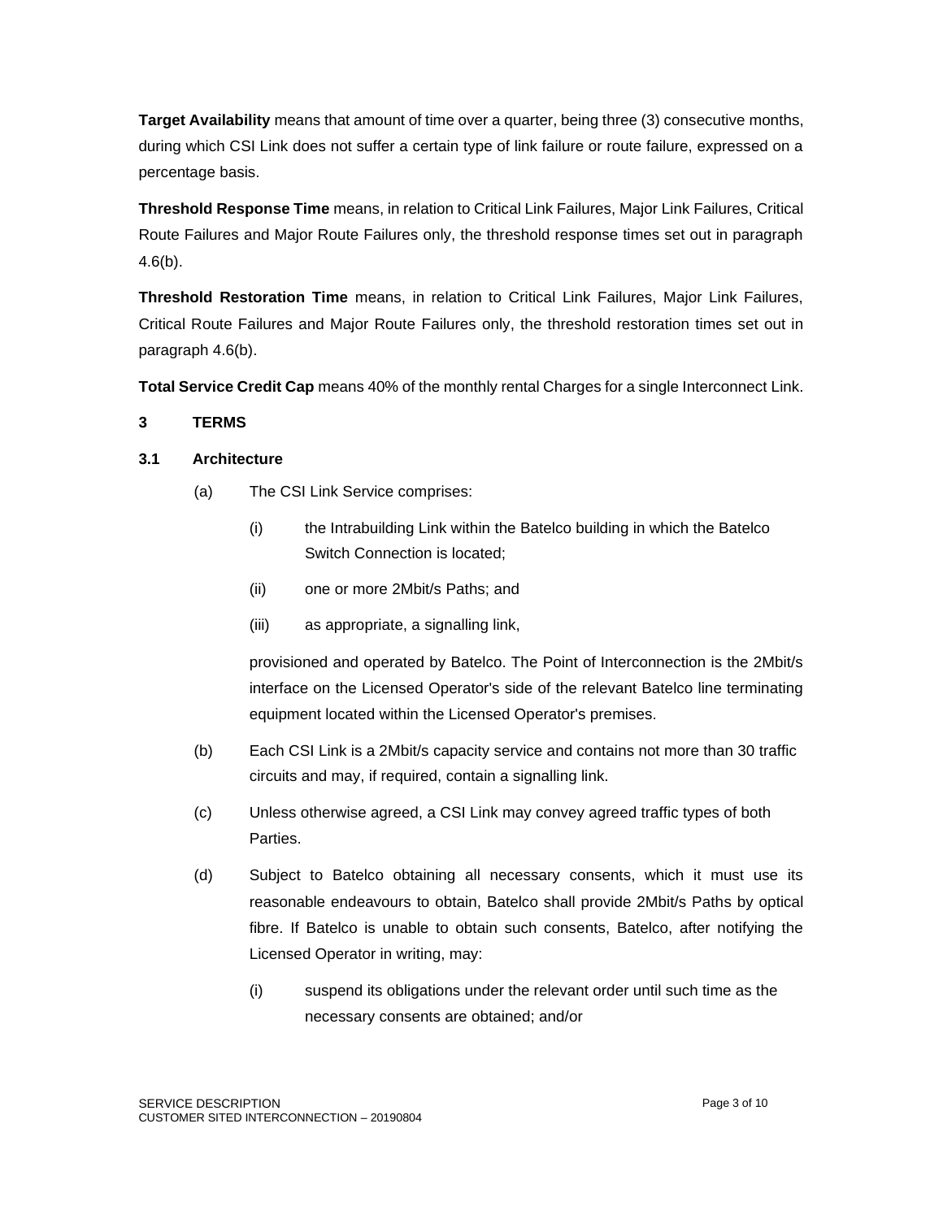**Target Availability** means that amount of time over a quarter, being three (3) consecutive months, during which CSI Link does not suffer a certain type of link failure or route failure, expressed on a percentage basis.

**Threshold Response Time** means, in relation to Critical Link Failures, Major Link Failures, Critical Route Failures and Major Route Failures only, the threshold response times set out in paragraph 4.6(b).

**Threshold Restoration Time** means, in relation to Critical Link Failures, Major Link Failures, Critical Route Failures and Major Route Failures only, the threshold restoration times set out in paragraph 4.6(b).

**Total Service Credit Cap** means 40% of the monthly rental Charges for a single Interconnect Link.

## 3 TERMS

### 3.1 Architecture

(a) The CSI Link Service comprises:

  (i) the Intrabuilding Link within the Batelco building in which the Batelco Switch Connection is located;

  (ii) one or more 2Mbit/s Paths; and

  (iii) as appropriate, a signalling link,

  provisioned and operated by Batelco. The Point of Interconnection is the 2Mbit/s interface on the Licensed Operator's side of the relevant Batelco line terminating equipment located within the Licensed Operator's premises.

(b) Each CSI Link is a 2Mbit/s capacity service and contains not more than 30 traffic circuits and may, if required, contain a signalling link.

(c) Unless otherwise agreed, a CSI Link may convey agreed traffic types of both Parties.

(d) Subject to Batelco obtaining all necessary consents, which it must use its reasonable endeavours to obtain, Batelco shall provide 2Mbit/s Paths by optical fibre. If Batelco is unable to obtain such consents, Batelco, after notifying the Licensed Operator in writing, may:

  (i) suspend its obligations under the relevant order until such time as the necessary consents are obtained; and/or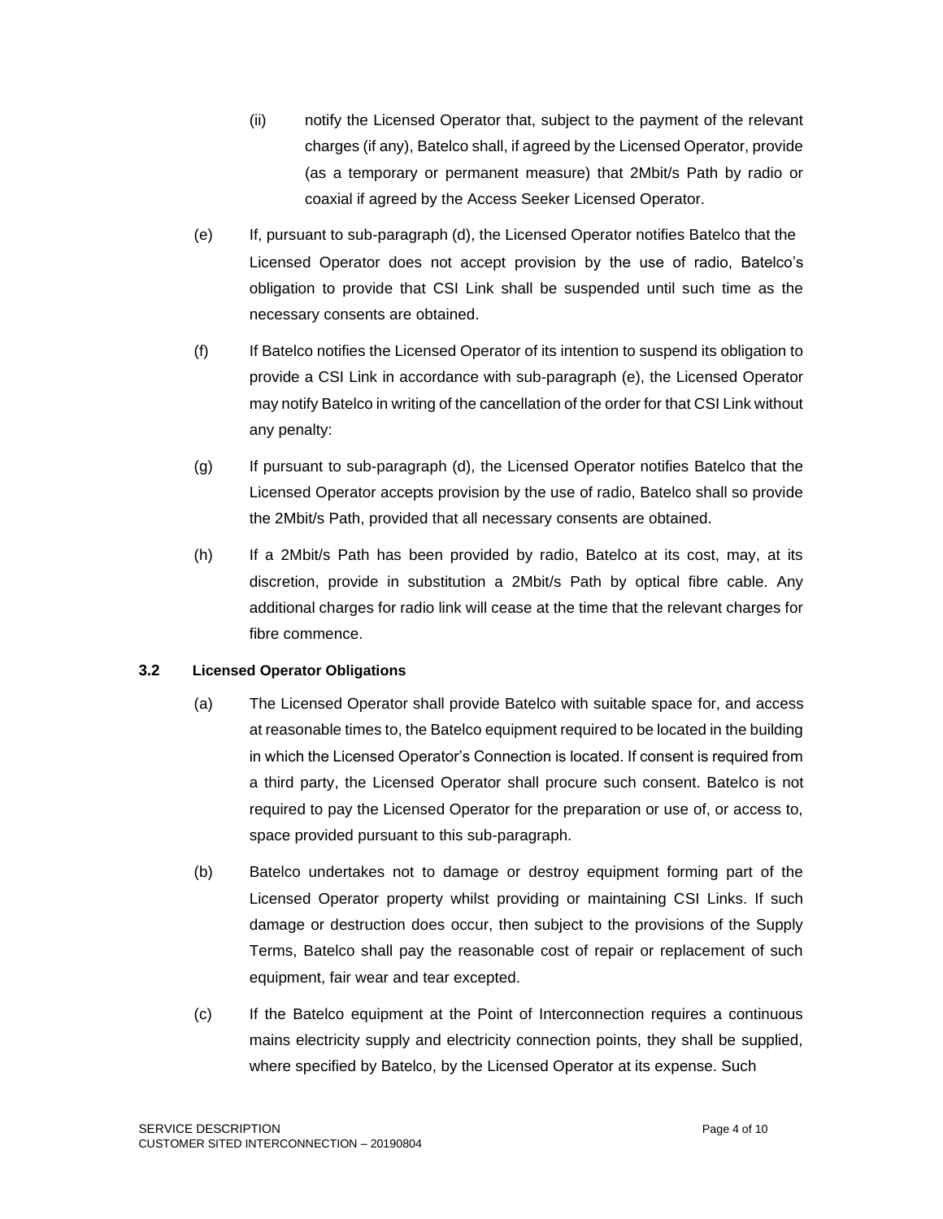(ii) notify the Licensed Operator that, subject to the payment of the relevant charges (if any), Batelco shall, if agreed by the Licensed Operator, provide (as a temporary or permanent measure) that 2Mbit/s Path by radio or coaxial if agreed by the Access Seeker Licensed Operator.

(e) If, pursuant to sub-paragraph (d), the Licensed Operator notifies Batelco that the Licensed Operator does not accept provision by the use of radio, Batelco's obligation to provide that CSI Link shall be suspended until such time as the necessary consents are obtained.

(f) If Batelco notifies the Licensed Operator of its intention to suspend its obligation to provide a CSI Link in accordance with sub-paragraph (e), the Licensed Operator may notify Batelco in writing of the cancellation of the order for that CSI Link without any penalty:

(g) If pursuant to sub-paragraph (d), the Licensed Operator notifies Batelco that the Licensed Operator accepts provision by the use of radio, Batelco shall so provide the 2Mbit/s Path, provided that all necessary consents are obtained.

(h) If a 2Mbit/s Path has been provided by radio, Batelco at its cost, may, at its discretion, provide in substitution a 2Mbit/s Path by optical fibre cable. Any additional charges for radio link will cease at the time that the relevant charges for fibre commence.

### 3.2 Licensed Operator Obligations

(a) The Licensed Operator shall provide Batelco with suitable space for, and access at reasonable times to, the Batelco equipment required to be located in the building in which the Licensed Operator's Connection is located. If consent is required from a third party, the Licensed Operator shall procure such consent. Batelco is not required to pay the Licensed Operator for the preparation or use of, or access to, space provided pursuant to this sub-paragraph.

(b) Batelco undertakes not to damage or destroy equipment forming part of the Licensed Operator property whilst providing or maintaining CSI Links. If such damage or destruction does occur, then subject to the provisions of the Supply Terms, Batelco shall pay the reasonable cost of repair or replacement of such equipment, fair wear and tear excepted.

(c) If the Batelco equipment at the Point of Interconnection requires a continuous mains electricity supply and electricity connection points, they shall be supplied, where specified by Batelco, by the Licensed Operator at its expense. Such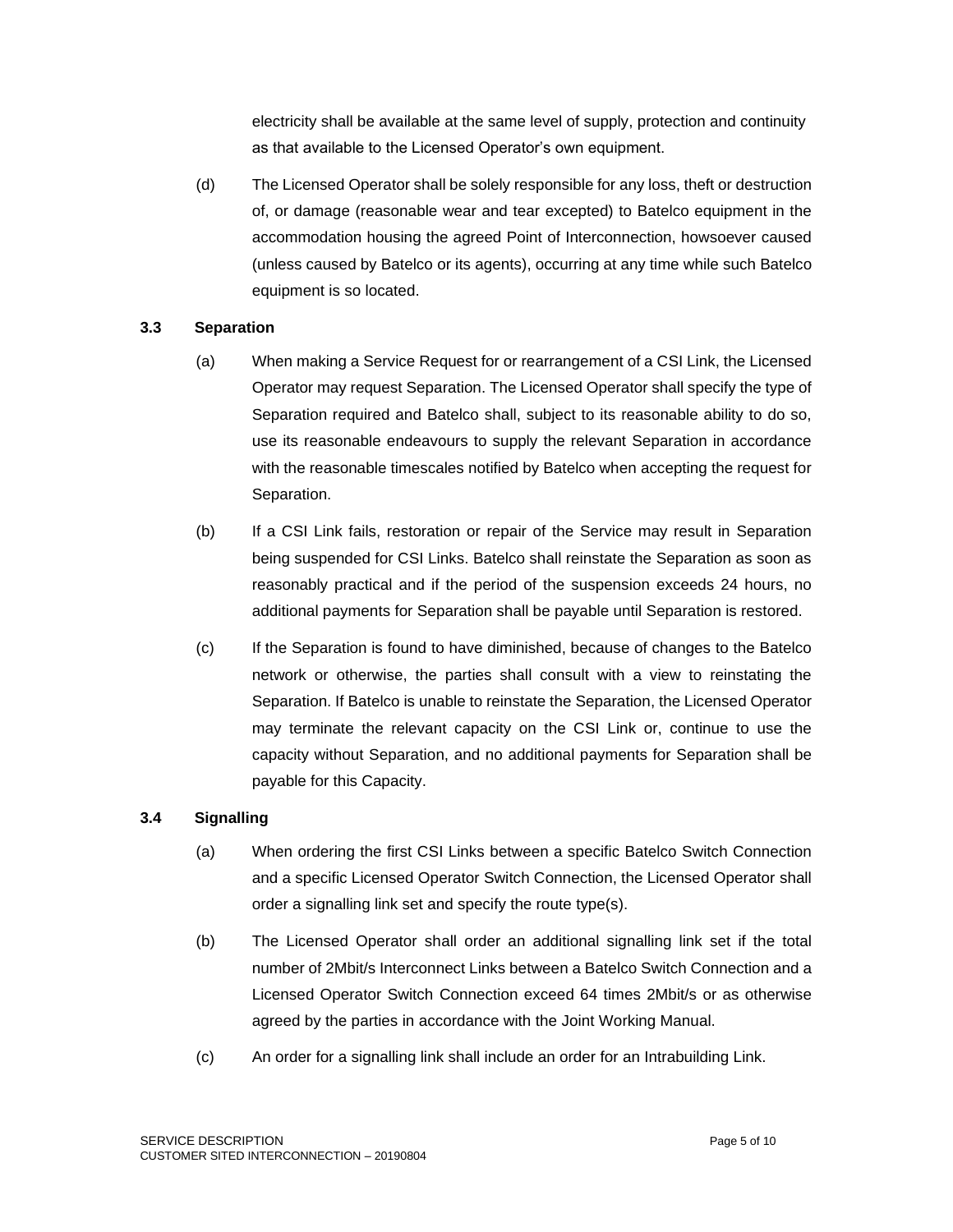electricity shall be available at the same level of supply, protection and continuity as that available to the Licensed Operator's own equipment.

(d) The Licensed Operator shall be solely responsible for any loss, theft or destruction of, or damage (reasonable wear and tear excepted) to Batelco equipment in the accommodation housing the agreed Point of Interconnection, howsoever caused (unless caused by Batelco or its agents), occurring at any time while such Batelco equipment is so located.

### 3.3 Separation

(a) When making a Service Request for or rearrangement of a CSI Link, the Licensed Operator may request Separation. The Licensed Operator shall specify the type of Separation required and Batelco shall, subject to its reasonable ability to do so, use its reasonable endeavours to supply the relevant Separation in accordance with the reasonable timescales notified by Batelco when accepting the request for Separation.

(b) If a CSI Link fails, restoration or repair of the Service may result in Separation being suspended for CSI Links. Batelco shall reinstate the Separation as soon as reasonably practical and if the period of the suspension exceeds 24 hours, no additional payments for Separation shall be payable until Separation is restored.

(c) If the Separation is found to have diminished, because of changes to the Batelco network or otherwise, the parties shall consult with a view to reinstating the Separation. If Batelco is unable to reinstate the Separation, the Licensed Operator may terminate the relevant capacity on the CSI Link or, continue to use the capacity without Separation, and no additional payments for Separation shall be payable for this Capacity.

### 3.4 Signalling

(a) When ordering the first CSI Links between a specific Batelco Switch Connection and a specific Licensed Operator Switch Connection, the Licensed Operator shall order a signalling link set and specify the route type(s).

(b) The Licensed Operator shall order an additional signalling link set if the total number of 2Mbit/s Interconnect Links between a Batelco Switch Connection and a Licensed Operator Switch Connection exceed 64 times 2Mbit/s or as otherwise agreed by the parties in accordance with the Joint Working Manual.

(c) An order for a signalling link shall include an order for an Intrabuilding Link.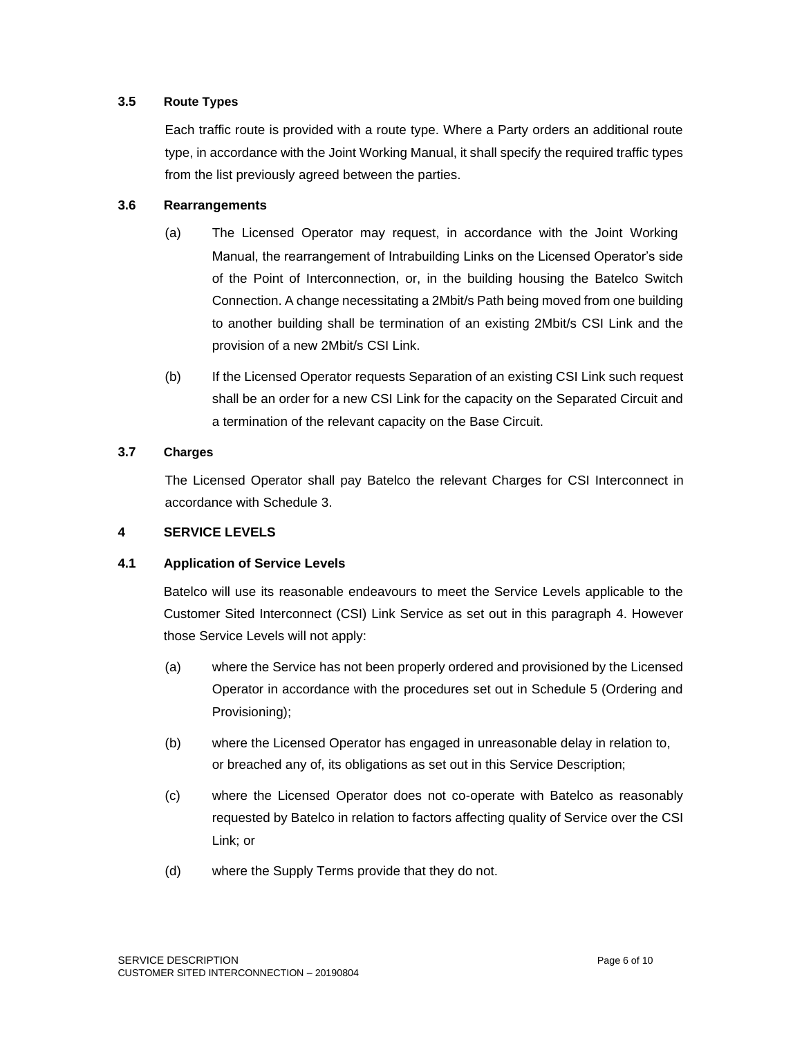### 3.5 Route Types

Each traffic route is provided with a route type. Where a Party orders an additional route type, in accordance with the Joint Working Manual, it shall specify the required traffic types from the list previously agreed between the parties.

### 3.6 Rearrangements

(a) The Licensed Operator may request, in accordance with the Joint Working Manual, the rearrangement of Intrabuilding Links on the Licensed Operator's side of the Point of Interconnection, or, in the building housing the Batelco Switch Connection. A change necessitating a 2Mbit/s Path being moved from one building to another building shall be termination of an existing 2Mbit/s CSI Link and the provision of a new 2Mbit/s CSI Link.

(b) If the Licensed Operator requests Separation of an existing CSI Link such request shall be an order for a new CSI Link for the capacity on the Separated Circuit and a termination of the relevant capacity on the Base Circuit.

### 3.7 Charges

The Licensed Operator shall pay Batelco the relevant Charges for CSI Interconnect in accordance with Schedule 3.

## 4 SERVICE LEVELS

### 4.1 Application of Service Levels

Batelco will use its reasonable endeavours to meet the Service Levels applicable to the Customer Sited Interconnect (CSI) Link Service as set out in this paragraph 4. However those Service Levels will not apply:

(a) where the Service has not been properly ordered and provisioned by the Licensed Operator in accordance with the procedures set out in Schedule 5 (Ordering and Provisioning);

(b) where the Licensed Operator has engaged in unreasonable delay in relation to, or breached any of, its obligations as set out in this Service Description;

(c) where the Licensed Operator does not co-operate with Batelco as reasonably requested by Batelco in relation to factors affecting quality of Service over the CSI Link; or

(d) where the Supply Terms provide that they do not.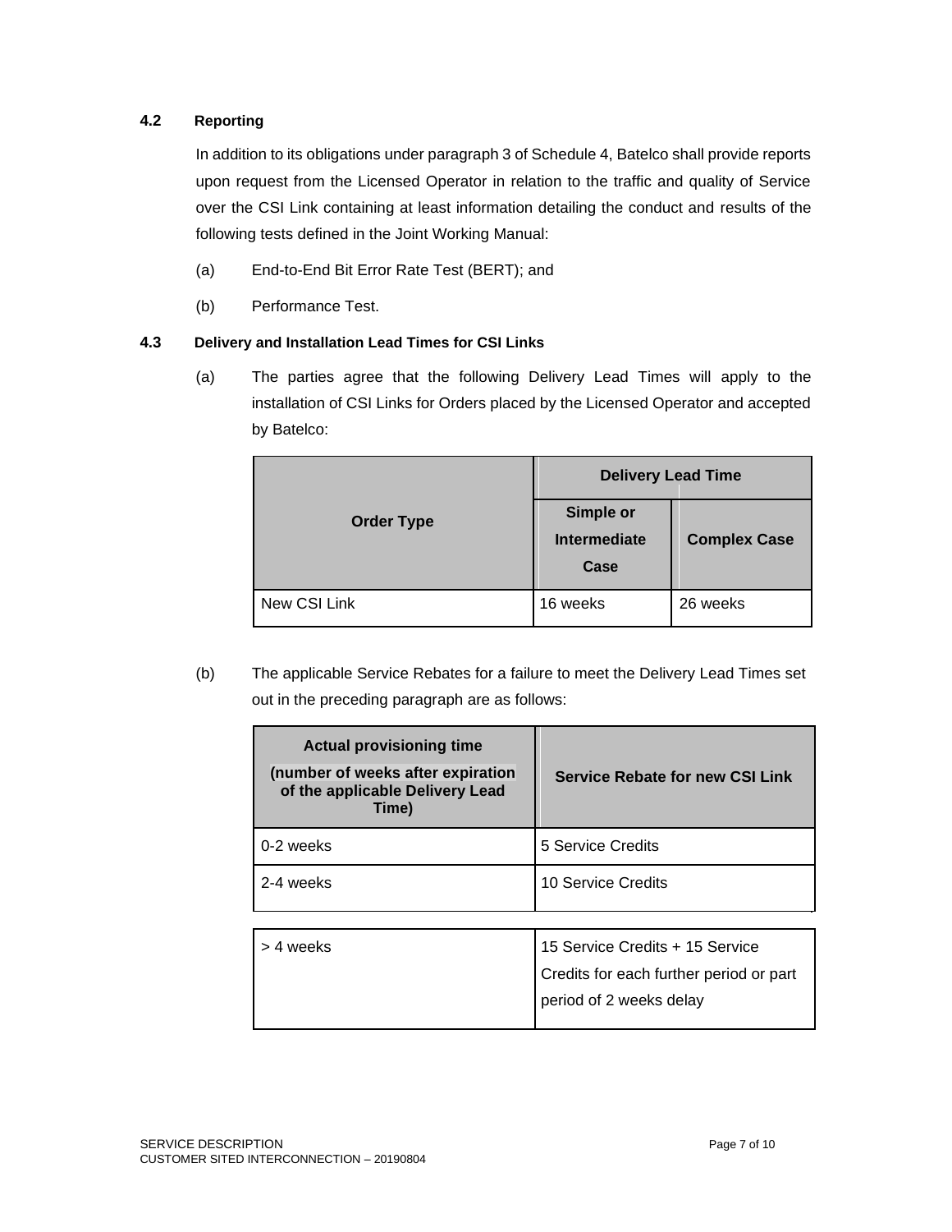### 4.2 Reporting

In addition to its obligations under paragraph 3 of Schedule 4, Batelco shall provide reports upon request from the Licensed Operator in relation to the traffic and quality of Service over the CSI Link containing at least information detailing the conduct and results of the following tests defined in the Joint Working Manual:

(a) End-to-End Bit Error Rate Test (BERT); and

(b) Performance Test.

### 4.3 Delivery and Installation Lead Times for CSI Links

(a) The parties agree that the following Delivery Lead Times will apply to the installation of CSI Links for Orders placed by the Licensed Operator and accepted by Batelco:

| Order Type | Delivery Lead Time | |
|---|---|---|
| | Simple or Intermediate Case | Complex Case |
| New CSI Link | 16 weeks | 26 weeks |

(b) The applicable Service Rebates for a failure to meet the Delivery Lead Times set out in the preceding paragraph are as follows:

| Actual provisioning time (number of weeks after expiration of the applicable Delivery Lead Time) | Service Rebate for new CSI Link |
|---|---|
| 0-2 weeks | 5 Service Credits |
| 2-4 weeks | 10 Service Credits |
| > 4 weeks | 15 Service Credits + 15 Service Credits for each further period or part period of 2 weeks delay |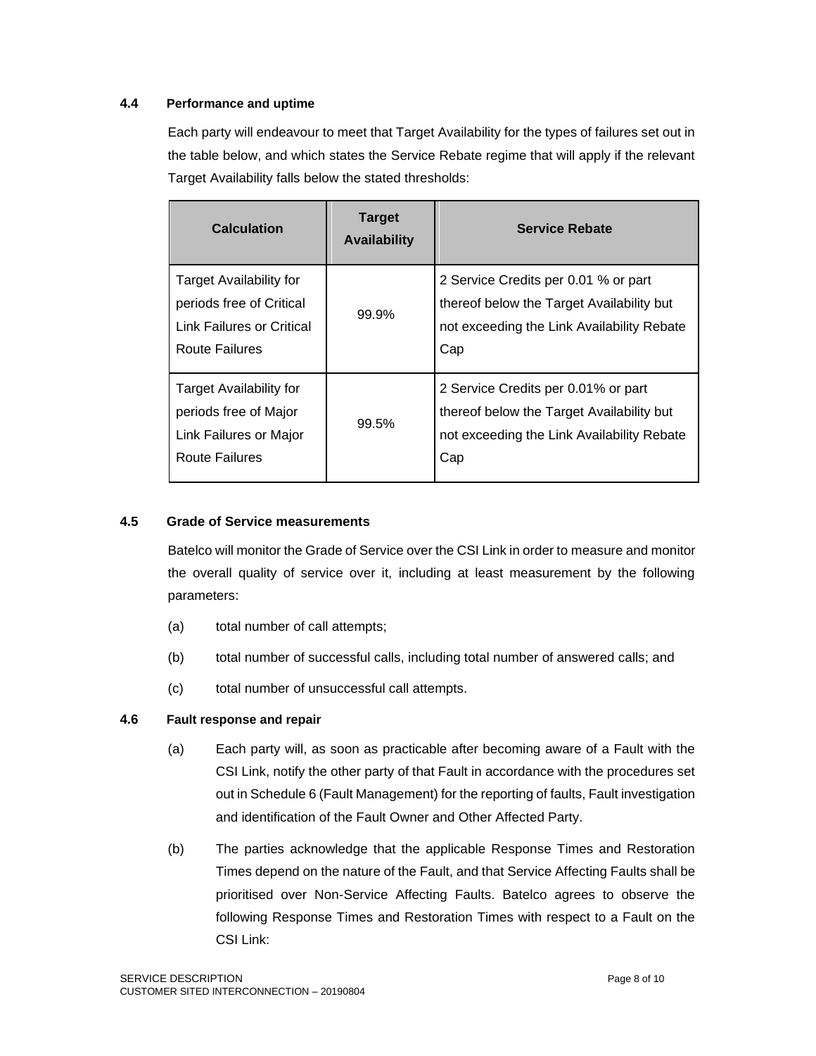### 4.4 Performance and uptime

Each party will endeavour to meet that Target Availability for the types of failures set out in the table below, and which states the Service Rebate regime that will apply if the relevant Target Availability falls below the stated thresholds:

| Calculation | Target Availability | Service Rebate |
| --- | --- | --- |
| Target Availability for periods free of Critical Link Failures or Critical Route Failures | 99.9% | 2 Service Credits per 0.01 % or part thereof below the Target Availability but not exceeding the Link Availability Rebate Cap |
| Target Availability for periods free of Major Link Failures or Major Route Failures | 99.5% | 2 Service Credits per 0.01% or part thereof below the Target Availability but not exceeding the Link Availability Rebate Cap |

### 4.5 Grade of Service measurements

Batelco will monitor the Grade of Service over the CSI Link in order to measure and monitor the overall quality of service over it, including at least measurement by the following parameters:

(a) total number of call attempts;

(b) total number of successful calls, including total number of answered calls; and

(c) total number of unsuccessful call attempts.

### 4.6 Fault response and repair

(a) Each party will, as soon as practicable after becoming aware of a Fault with the CSI Link, notify the other party of that Fault in accordance with the procedures set out in Schedule 6 (Fault Management) for the reporting of faults, Fault investigation and identification of the Fault Owner and Other Affected Party.

(b) The parties acknowledge that the applicable Response Times and Restoration Times depend on the nature of the Fault, and that Service Affecting Faults shall be prioritised over Non-Service Affecting Faults. Batelco agrees to observe the following Response Times and Restoration Times with respect to a Fault on the CSI Link: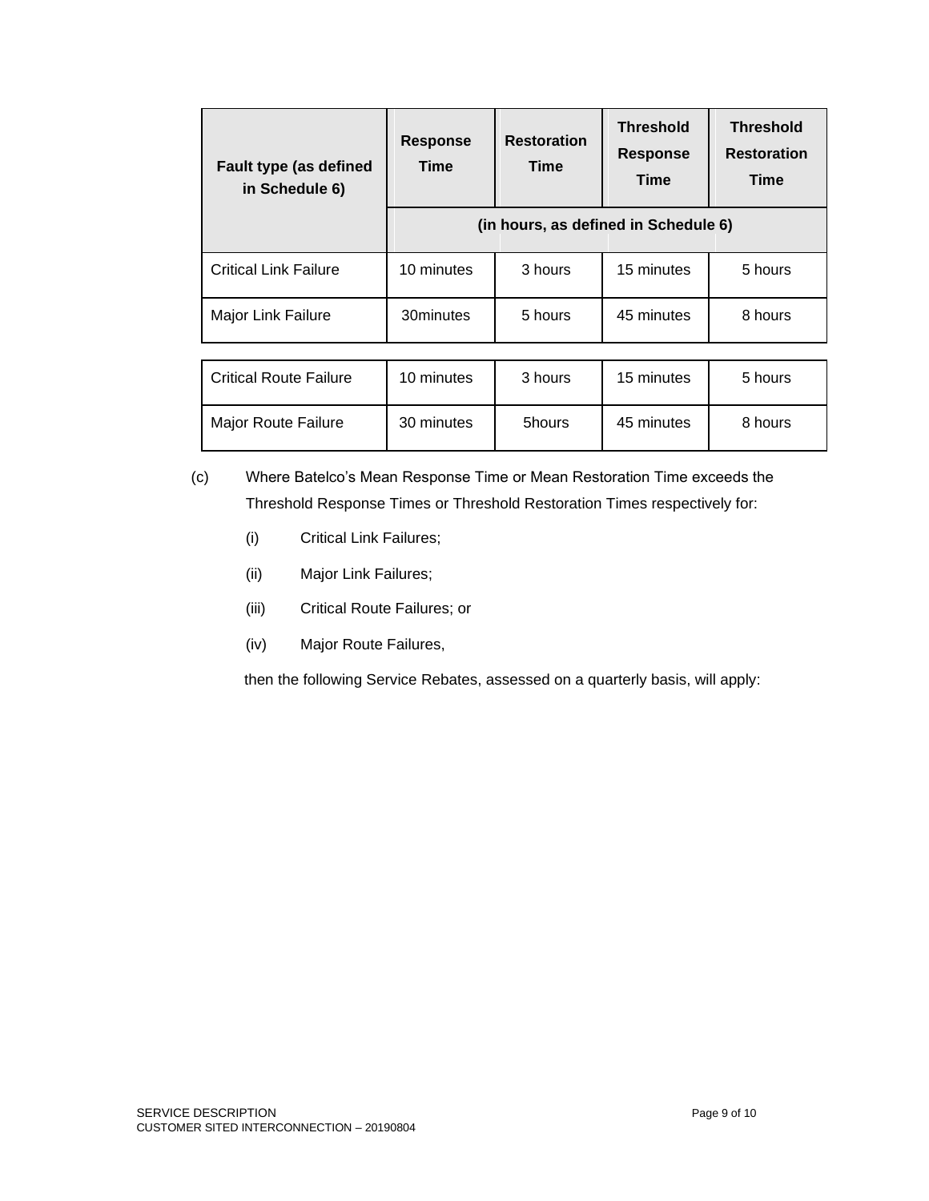| Fault type (as defined in Schedule 6) | Response Time | Restoration Time | Threshold Response Time | Threshold Restoration Time |
|---|---|---|---|---|
| | (in hours, as defined in Schedule 6) | | | |
| Critical Link Failure | 10 minutes | 3 hours | 15 minutes | 5 hours |
| Major Link Failure | 30minutes | 5 hours | 45 minutes | 8 hours |
| Critical Route Failure | 10 minutes | 3 hours | 15 minutes | 5 hours |
| Major Route Failure | 30 minutes | 5hours | 45 minutes | 8 hours |

(c) Where Batelco's Mean Response Time or Mean Restoration Time exceeds the Threshold Response Times or Threshold Restoration Times respectively for:

(i) Critical Link Failures;

(ii) Major Link Failures;

(iii) Critical Route Failures; or

(iv) Major Route Failures,

then the following Service Rebates, assessed on a quarterly basis, will apply: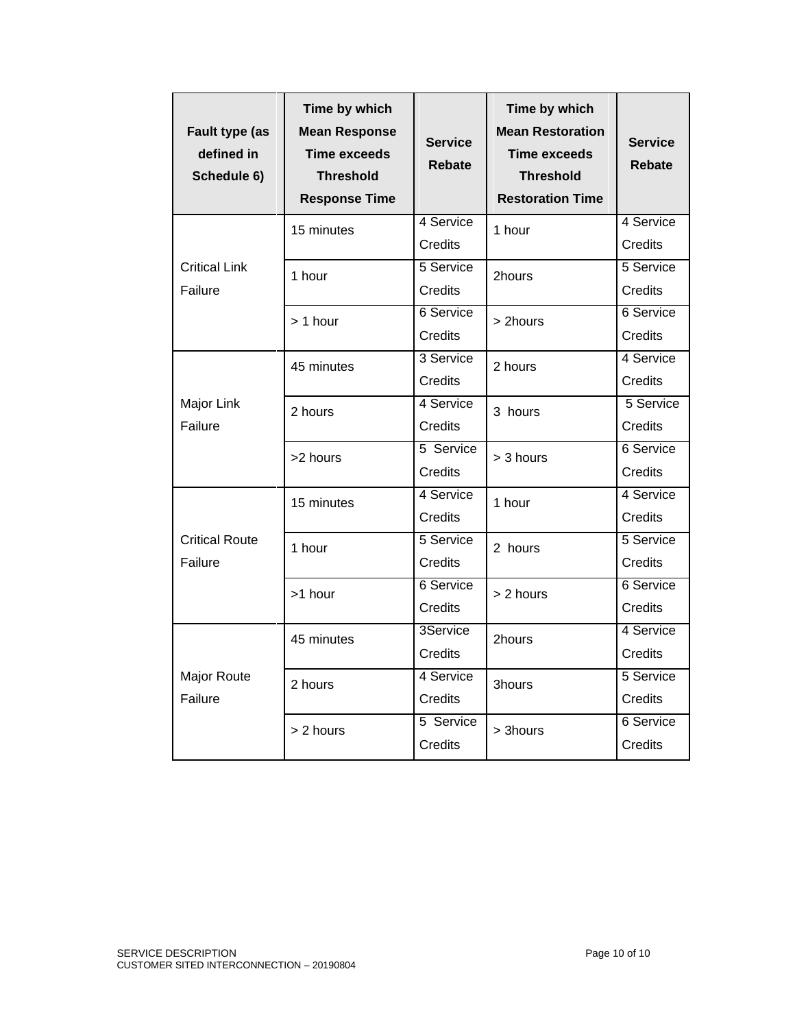| Fault type (as defined in Schedule 6) | Time by which Mean Response Time exceeds Threshold Response Time | Service Rebate | Time by which Mean Restoration Time exceeds Threshold Restoration Time | Service Rebate |
|---|---|---|---|---|
| Critical Link Failure | 15 minutes | 4 Service Credits | 1 hour | 4 Service Credits |
| | 1 hour | 5 Service Credits | 2hours | 5 Service Credits |
| | > 1 hour | 6 Service Credits | > 2hours | 6 Service Credits |
| Major Link Failure | 45 minutes | 3 Service Credits | 2 hours | 4 Service Credits |
| | 2 hours | 4 Service Credits | 3 hours | 5 Service Credits |
| | >2 hours | 5 Service Credits | > 3 hours | 6 Service Credits |
| Critical Route Failure | 15 minutes | 4 Service Credits | 1 hour | 4 Service Credits |
| | 1 hour | 5 Service Credits | 2 hours | 5 Service Credits |
| | >1 hour | 6 Service Credits | > 2 hours | 6 Service Credits |
| Major Route Failure | 45 minutes | 3Service Credits | 2hours | 4 Service Credits |
| | 2 hours | 4 Service Credits | 3hours | 5 Service Credits |
| | > 2 hours | 5 Service Credits | > 3hours | 6 Service Credits |